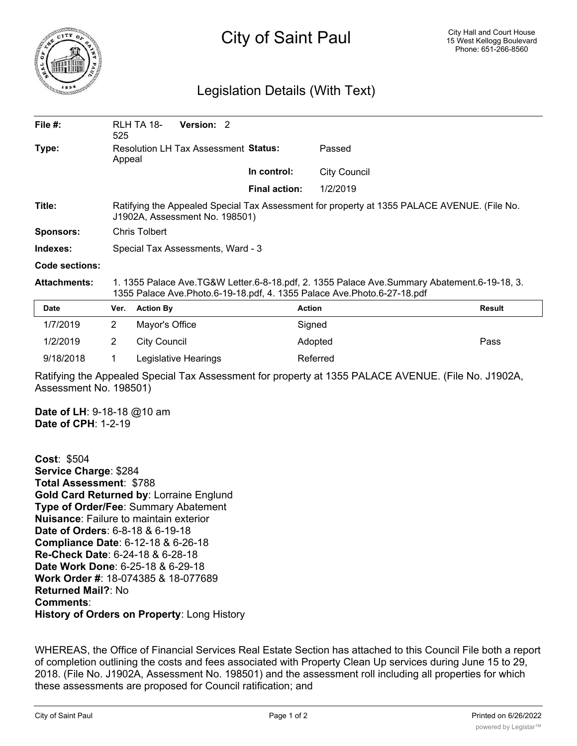# City of Saint Paul

City Hall and Court House
15 West Kellogg Boulevard
Phone: 651-266-8560

## Legislation Details (With Text)

| | | | |
|---|---|---|---|
| **File #:** | RLH TA 18-525 **Version:** 2 | | |
| **Type:** | Resolution LH Tax Assessment Appeal | **Status:** | Passed |
| | | **In control:** | City Council |
| | | **Final action:** | 1/2/2019 |

**Title:** Ratifying the Appealed Special Tax Assessment for property at 1355 PALACE AVENUE. (File No. J1902A, Assessment No. 198501)

**Sponsors:** Chris Tolbert

**Indexes:** Special Tax Assessments, Ward - 3

**Code sections:**

**Attachments:** 1. 1355 Palace Ave.TG&W Letter.6-8-18.pdf, 2. 1355 Palace Ave.Summary Abatement.6-19-18, 3. 1355 Palace Ave.Photo.6-19-18.pdf, 4. 1355 Palace Ave.Photo.6-27-18.pdf

| Date | Ver. | Action By | Action | Result |
|---|---|---|---|---|
| 1/7/2019 | 2 | Mayor's Office | Signed | |
| 1/2/2019 | 2 | City Council | Adopted | Pass |
| 9/18/2018 | 1 | Legislative Hearings | Referred | |

Ratifying the Appealed Special Tax Assessment for property at 1355 PALACE AVENUE. (File No. J1902A, Assessment No. 198501)

**Date of LH**: 9-18-18 @10 am
**Date of CPH**: 1-2-19

**Cost**: $504
**Service Charge**: $284
**Total Assessment**: $788
**Gold Card Returned by**: Lorraine Englund
**Type of Order/Fee**: Summary Abatement
**Nuisance**: Failure to maintain exterior
**Date of Orders**: 6-8-18 & 6-19-18
**Compliance Date**: 6-12-18 & 6-26-18
**Re-Check Date**: 6-24-18 & 6-28-18
**Date Work Done**: 6-25-18 & 6-29-18
**Work Order #**: 18-074385 & 18-077689
**Returned Mail?**: No
**Comments**:
**History of Orders on Property**: Long History

WHEREAS, the Office of Financial Services Real Estate Section has attached to this Council File both a report of completion outlining the costs and fees associated with Property Clean Up services during June 15 to 29, 2018. (File No. J1902A, Assessment No. 198501) and the assessment roll including all properties for which these assessments are proposed for Council ratification; and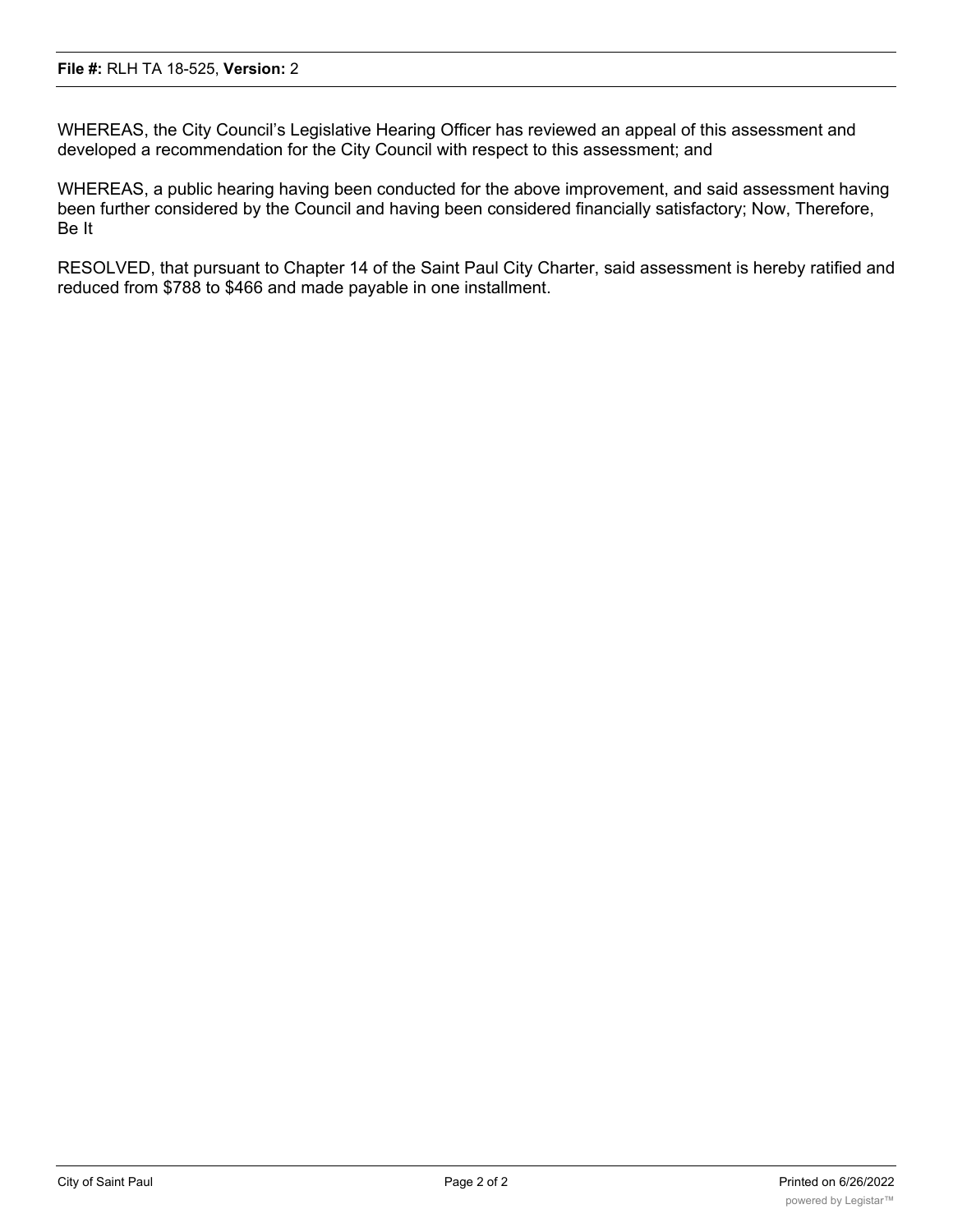WHEREAS, the City Council's Legislative Hearing Officer has reviewed an appeal of this assessment and developed a recommendation for the City Council with respect to this assessment; and

WHEREAS, a public hearing having been conducted for the above improvement, and said assessment having been further considered by the Council and having been considered financially satisfactory; Now, Therefore, Be It

RESOLVED, that pursuant to Chapter 14 of the Saint Paul City Charter, said assessment is hereby ratified and reduced from $788 to $466 and made payable in one installment.